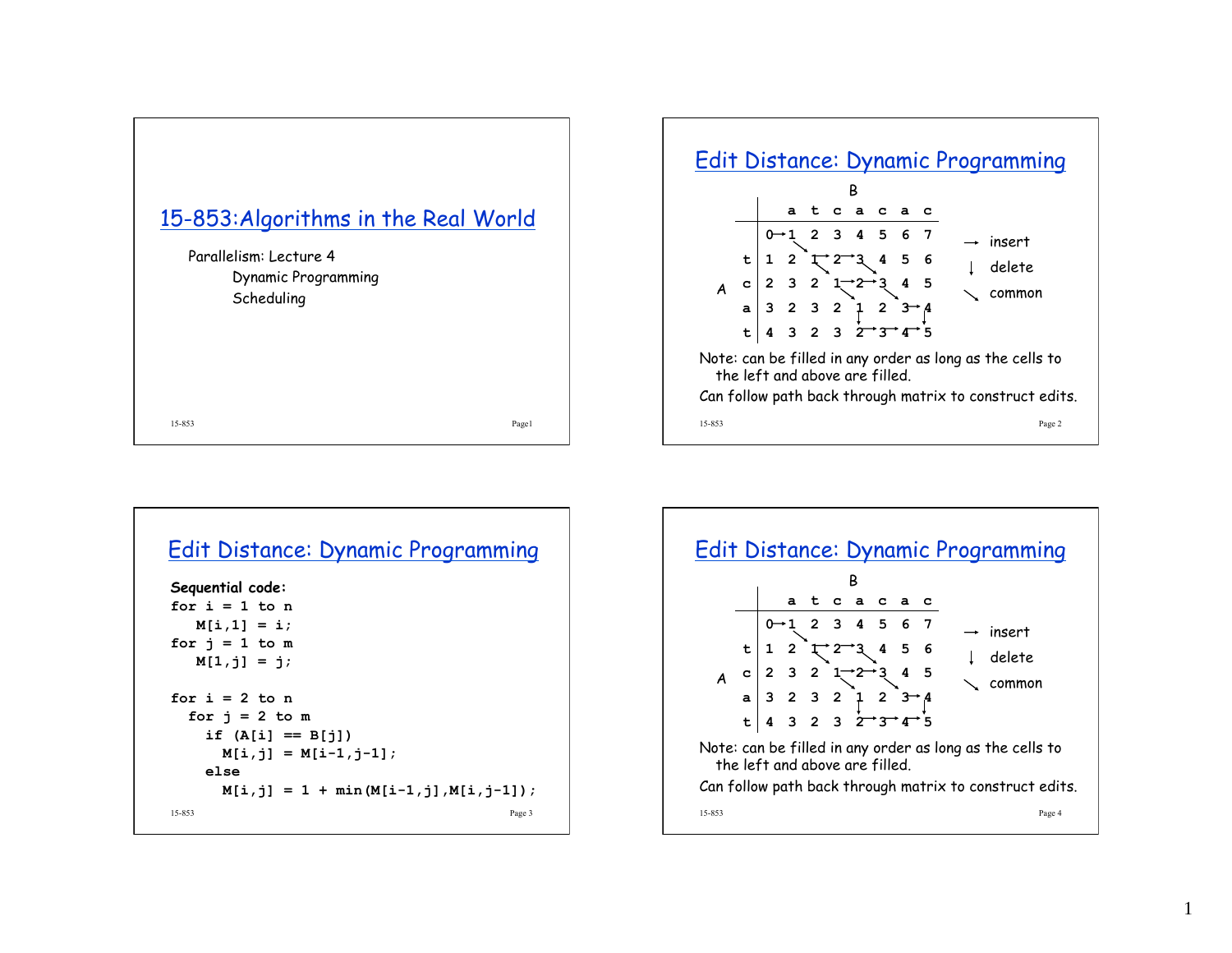# 15-853: Algorithms in the Real World

Parallelism: Lecture 4

- Dynamic Programming
- Scheduling

## Edit Distance: Dynamic Programming

B = a t c a c a c (columns), A = t c a t (rows)

| | | a | t | c | a | c | a | c |
|---|---|---|---|---|---|---|---|---|
| | 0 | 1 | 2 | 3 | 4 | 5 | 6 | 7 |
| t | 1 | 2 | 1 | 2 | 3 | 4 | 5 | 6 |
| c | 2 | 3 | 2 | 1 | 2 | 3 | 4 | 5 |
| a | 3 | 2 | 3 | 2 | 1 | 2 | 3 | 4 |
| t | 4 | 3 | 2 | 3 | 2 | 3 | 4 | 5 |

→ insert
↓ delete
↘ common

Note: can be filled in any order as long as the cells to the left and above are filled.

Can follow path back through matrix to construct edits.

## Edit Distance: Dynamic Programming

**Sequential code:**

```
for i = 1 to n
   M[i,1] = i;
for j = 1 to m
   M[1,j] = j;

for i = 2 to n
  for j = 2 to m
    if (A[i] == B[j])
      M[i,j] = M[i-1,j-1];
    else
      M[i,j] = 1 + min(M[i-1,j],M[i,j-1]);
```

## Edit Distance: Dynamic Programming

B = a t c a c a c (columns), A = t c a t (rows)

| | | a | t | c | a | c | a | c |
|---|---|---|---|---|---|---|---|---|
| | 0 | 1 | 2 | 3 | 4 | 5 | 6 | 7 |
| t | 1 | 2 | 1 | 2 | 3 | 4 | 5 | 6 |
| c | 2 | 3 | 2 | 1 | 2 | 3 | 4 | 5 |
| a | 3 | 2 | 3 | 2 | 1 | 2 | 3 | 4 |
| t | 4 | 3 | 2 | 3 | 2 | 3 | 4 | 5 |

→ insert
↓ delete
↘ common

Note: can be filled in any order as long as the cells to the left and above are filled.

Can follow path back through matrix to construct edits.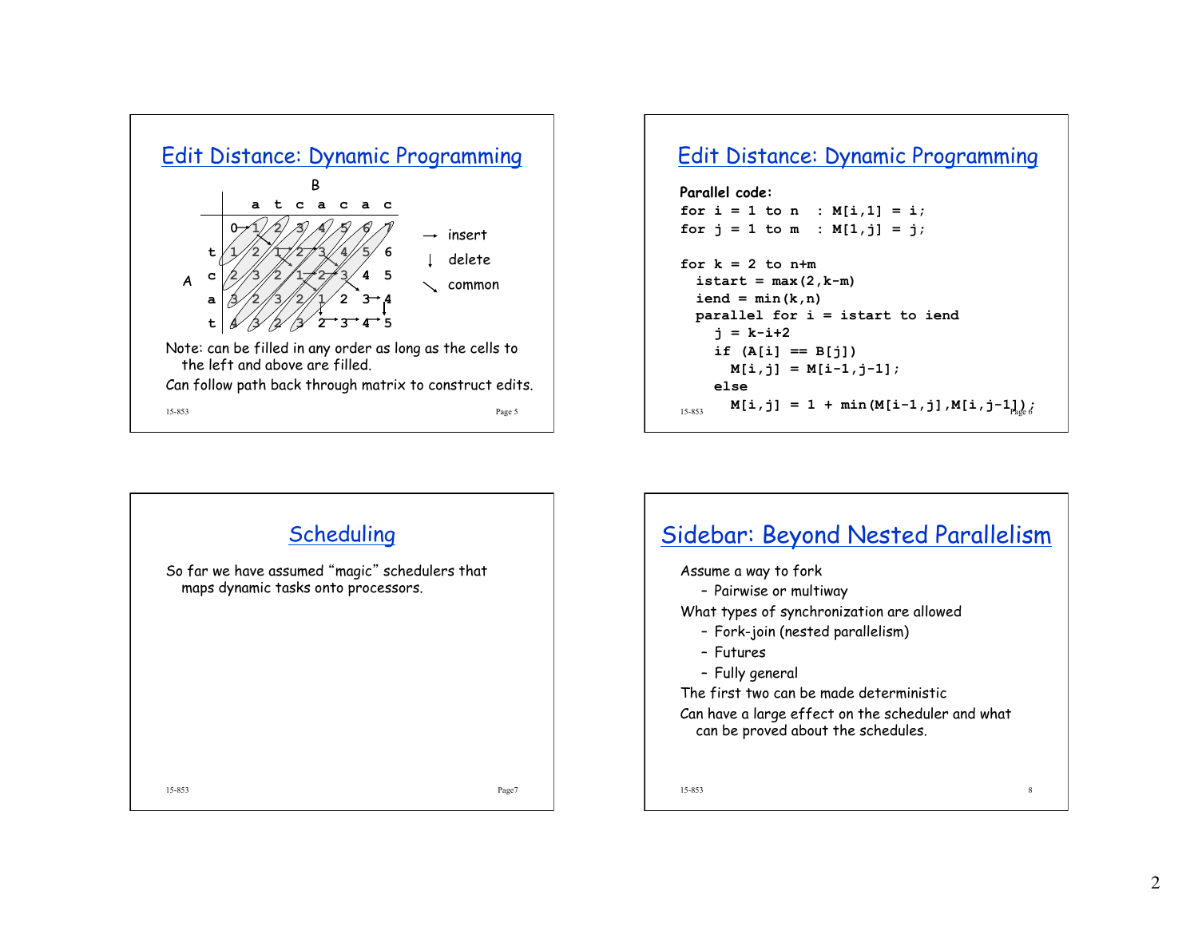## Edit Distance: Dynamic Programming

|   |   | a | t | c | a | c | a | c |
|---|---|---|---|---|---|---|---|---|
|   | 0 | 1 | 2 | 3 | 4 | 5 | 6 | 7 |
| t | 1 | 2 | 1 | 2 | 3 | 4 | 5 | 6 |
| c | 2 | 3 | 2 | 1 | 2 | 3 | 4 | 5 |
| a | 3 | 2 | 3 | 2 | 1 | 2 | 3 | 4 |
| t | 4 | 3 | 2 | 3 | 2 | 3 | 4 | 5 |

Rows: A; Columns: B

→ insert

↓ delete

↘ common

Note: can be filled in any order as long as the cells to the left and above are filled.

Can follow path back through matrix to construct edits.

## Edit Distance: Dynamic Programming

**Parallel code:**

```
for i = 1 to n  : M[i,1] = i;
for j = 1 to m  : M[1,j] = j;

for k = 2 to n+m
  istart = max(2,k-m)
  iend = min(k,n)
  parallel for i = istart to iend
    j = k-i+2
    if (A[i] == B[j])
      M[i,j] = M[i-1,j-1];
    else
      M[i,j] = 1 + min(M[i-1,j],M[i,j-1]);
```

## Scheduling

So far we have assumed "magic" schedulers that maps dynamic tasks onto processors.

## Sidebar: Beyond Nested Parallelism

Assume a way to fork
- Pairwise or multiway

What types of synchronization are allowed
- Fork-join (nested parallelism)
- Futures
- Fully general

The first two can be made deterministic

Can have a large effect on the scheduler and what can be proved about the schedules.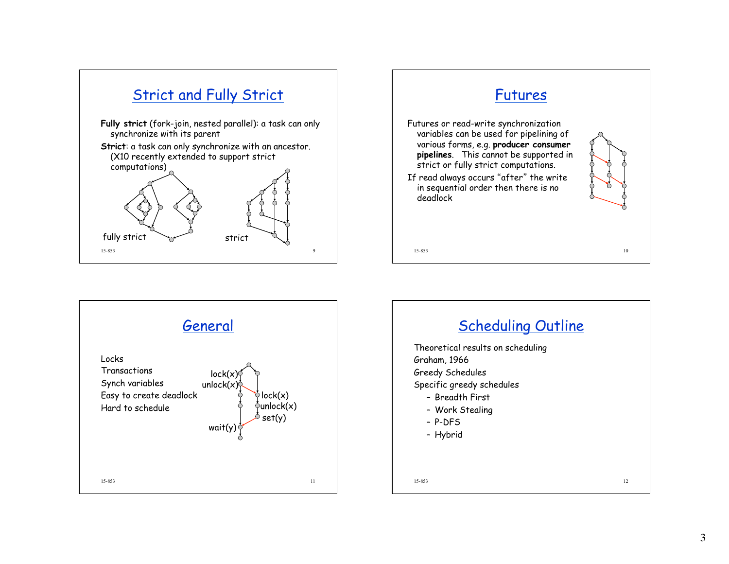## Strict and Fully Strict

**Fully strict** (fork-join, nested parallel): a task can only synchronize with its parent

**Strict**: a task can only synchronize with an ancestor. (X10 recently extended to support strict computations)

fully strict

strict

## Futures

Futures or read-write synchronization variables can be used for pipelining of various forms, e.g. **producer consumer pipelines**. This cannot be supported in strict or fully strict computations.

If read always occurs "after" the write in sequential order then there is no deadlock

## General

Locks

Transactions

Synch variables

Easy to create deadlock

Hard to schedule

lock(x)

unlock(x)

lock(x)

unlock(x)

set(y)

wait(y)

## Scheduling Outline

Theoretical results on scheduling

Graham, 1966

Greedy Schedules

Specific greedy schedules

- Breadth First
- Work Stealing
- P-DFS
- Hybrid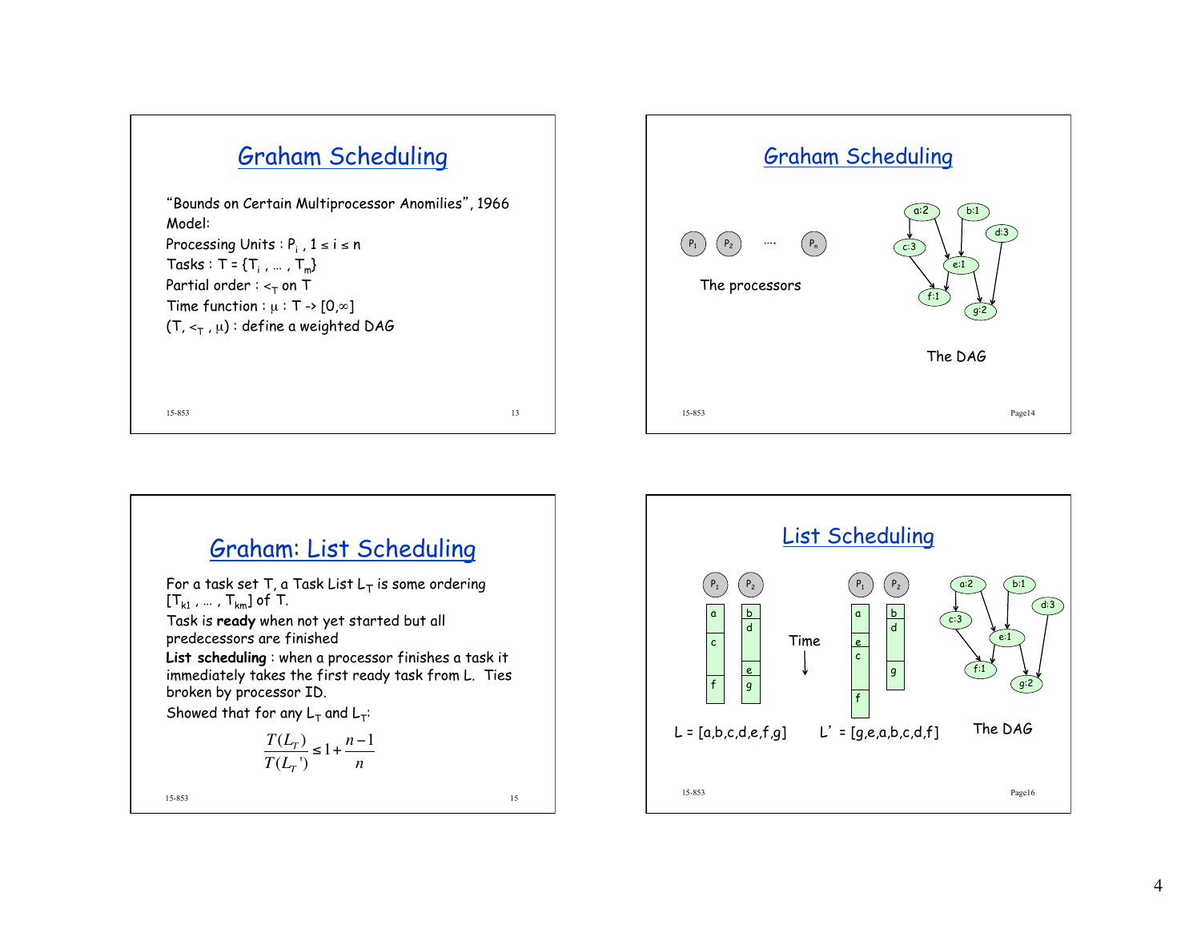## Graham Scheduling

"Bounds on Certain Multiprocessor Anomilies", 1966

Model:

Processing Units : $P_i$ , $1 \le i \le n$

Tasks : $T = \{T_i, \ldots, T_m\}$

Partial order : $<_T$ on T

Time function : $\mu : T \to [0,\infty]$

$(T, <_T, \mu)$ : define a weighted DAG

## Graham Scheduling

$P_1$ $P_2$ .... $P_n$

The processors

a:2, b:1, c:3, d:3, e:1, f:1, g:2

The DAG

## Graham: List Scheduling

For a task set T, a Task List $L_T$ is some ordering $[T_{k1}, \ldots, T_{km}]$ of T.

Task is **ready** when not yet started but all predecessors are finished

**List scheduling** : when a processor finishes a task it immediately takes the first ready task from L. Ties broken by processor ID.

Showed that for any $L_T$ and $L_T'$:

$$\frac{T(L_T)}{T(L_T')} \le 1 + \frac{n-1}{n}$$

## List Scheduling

| $P_1$ | $P_2$ |
|---|---|
| a | b |
| c | d |
| f | e |
| | g |

Time

| $P_1$ | $P_2$ |
|---|---|
| a | b |
| e | d |
| c | g |
| f | |

L = [a,b,c,d,e,f,g]  L' = [g,e,a,b,c,d,f]  The DAG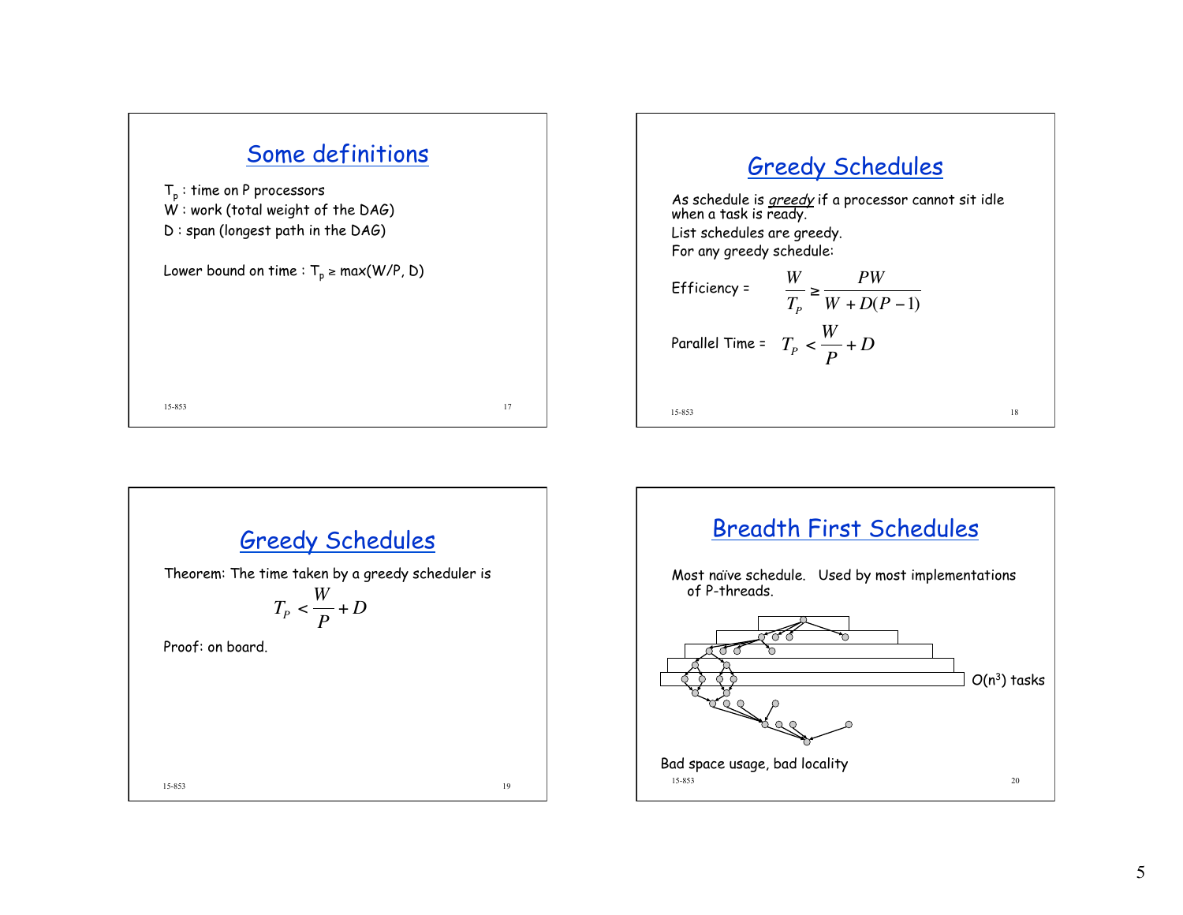## Some definitions

$T_p$ : time on P processors
W : work (total weight of the DAG)
D : span (longest path in the DAG)

Lower bound on time : $T_p \geq \max(W/P, D)$

## Greedy Schedules

As schedule is *greedy* if a processor cannot sit idle when a task is ready.

List schedules are greedy.

For any greedy schedule:

Efficiency = $$\frac{W}{T_P} \geq \frac{PW}{W + D(P-1)}$$

Parallel Time = $$T_P < \frac{W}{P} + D$$

## Greedy Schedules

Theorem: The time taken by a greedy scheduler is

$$T_P < \frac{W}{P} + D$$

Proof: on board.

## Breadth First Schedules

Most naïve schedule. Used by most implementations of P-threads.

$O(n^3)$ tasks

Bad space usage, bad locality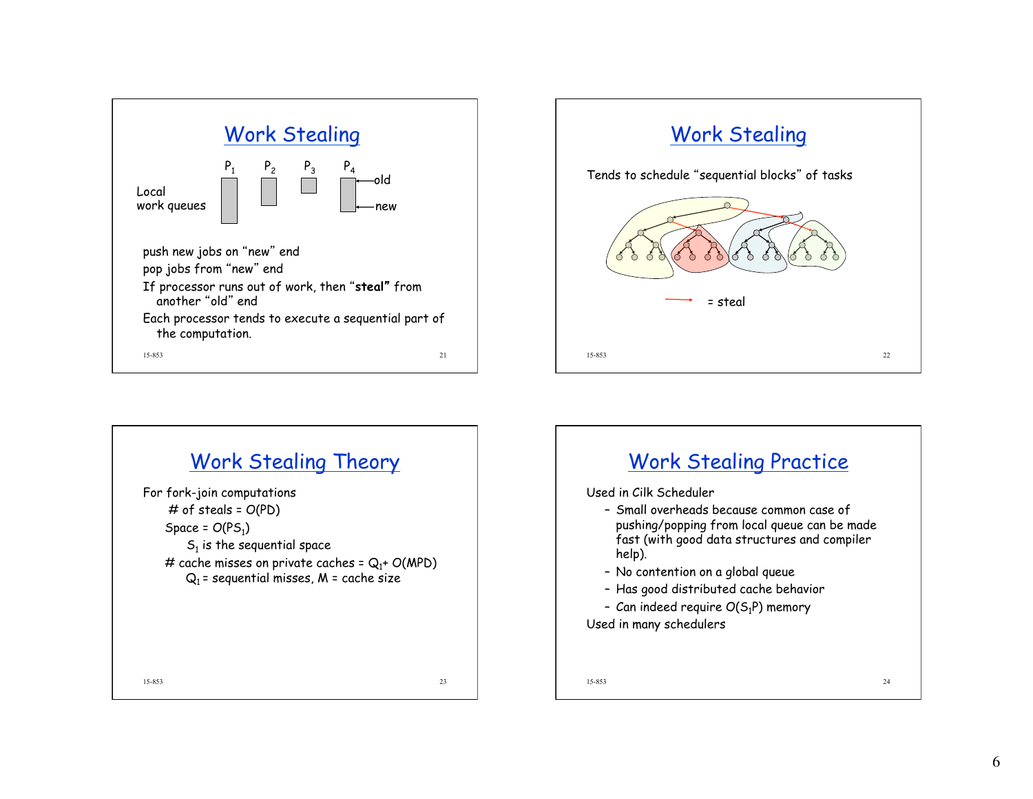## Work Stealing

| | $P_1$ | $P_2$ | $P_3$ | $P_4$ |
|---|---|---|---|---|

Local work queues (old / new)

push new jobs on "new" end

pop jobs from "new" end

If processor runs out of work, then "**steal**" from another "old" end

Each processor tends to execute a sequential part of the computation.

## Work Stealing

Tends to schedule "sequential blocks" of tasks

= steal

## Work Stealing Theory

For fork-join computations

- # of steals = $O(PD)$
- Space = $O(PS_1)$
  - $S_1$ is the sequential space
- # cache misses on private caches = $Q_1 + O(MPD)$
  - $Q_1$ = sequential misses, M = cache size

## Work Stealing Practice

Used in Cilk Scheduler

- Small overheads because common case of pushing/popping from local queue can be made fast (with good data structures and compiler help).
- No contention on a global queue
- Has good distributed cache behavior
- Can indeed require $O(S_1P)$ memory

Used in many schedulers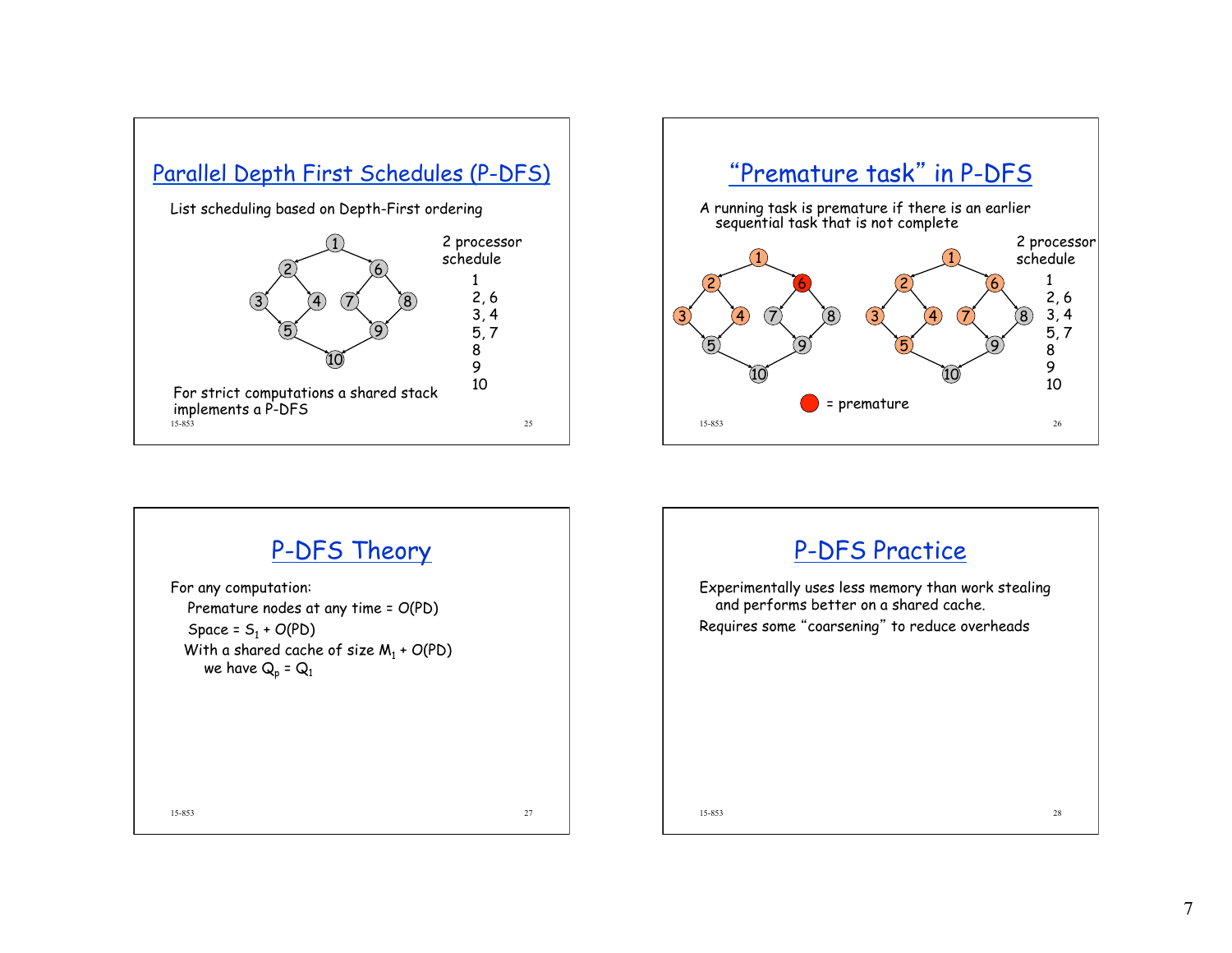## Parallel Depth First Schedules (P-DFS)

List scheduling based on Depth-First ordering

2 processor schedule

1
2, 6
3, 4
5, 7
8
9
10

For strict computations a shared stack implements a P-DFS

## "Premature task" in P-DFS

A running task is premature if there is an earlier sequential task that is not complete

2 processor schedule

1
2, 6
3, 4
5, 7
8
9
10

= premature

## P-DFS Theory

For any computation:

- Premature nodes at any time = O(PD)
- Space = $S_1$ + O(PD)
- With a shared cache of size $M_1$ + O(PD) we have $Q_p = Q_1$

## P-DFS Practice

Experimentally uses less memory than work stealing and performs better on a shared cache.

Requires some "coarsening" to reduce overheads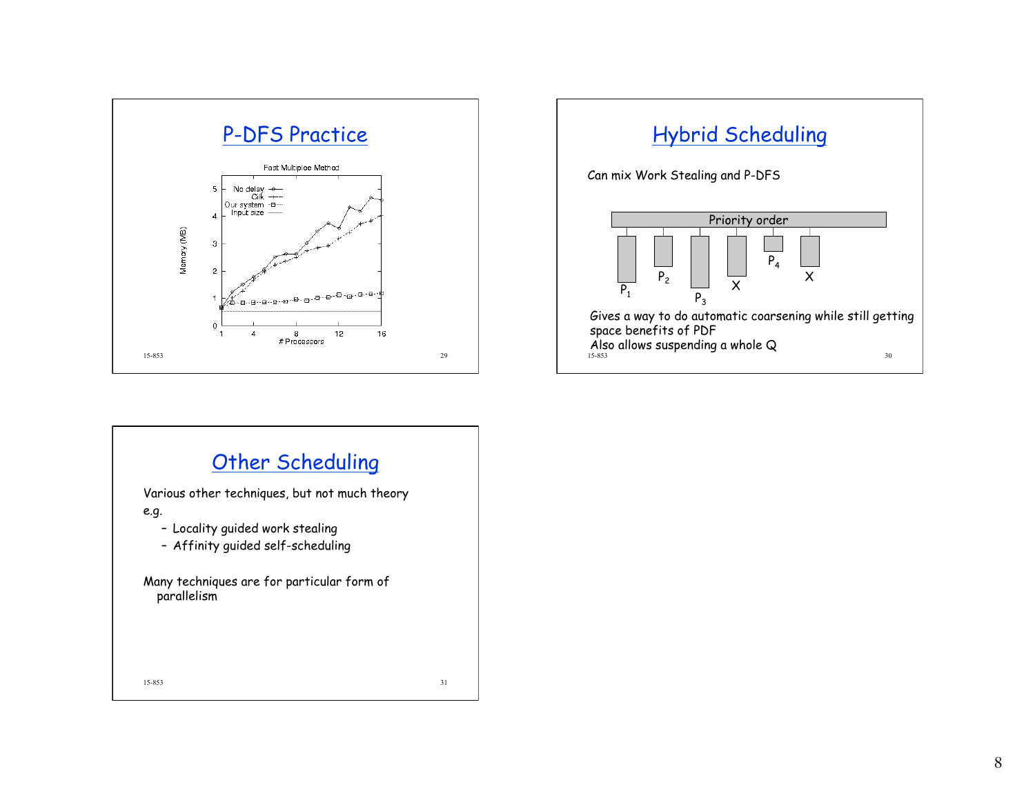## P-DFS Practice

Fast Multiploe Method

Memory (MB)

0
1
2
3
4
5

1
4
8
12
16

# Processors

No delay
Cilk
Our system
Input size

## Hybrid Scheduling

Can mix Work Stealing and P-DFS

Priority order

$P_1$ $P_2$ $P_3$ X $P_4$ X

Gives a way to do automatic coarsening while still getting space benefits of PDF

Also allows suspending a whole Q

## Other Scheduling

Various other techniques, but not much theory

e.g.

- Locality guided work stealing
- Affinity guided self-scheduling

Many techniques are for particular form of parallelism